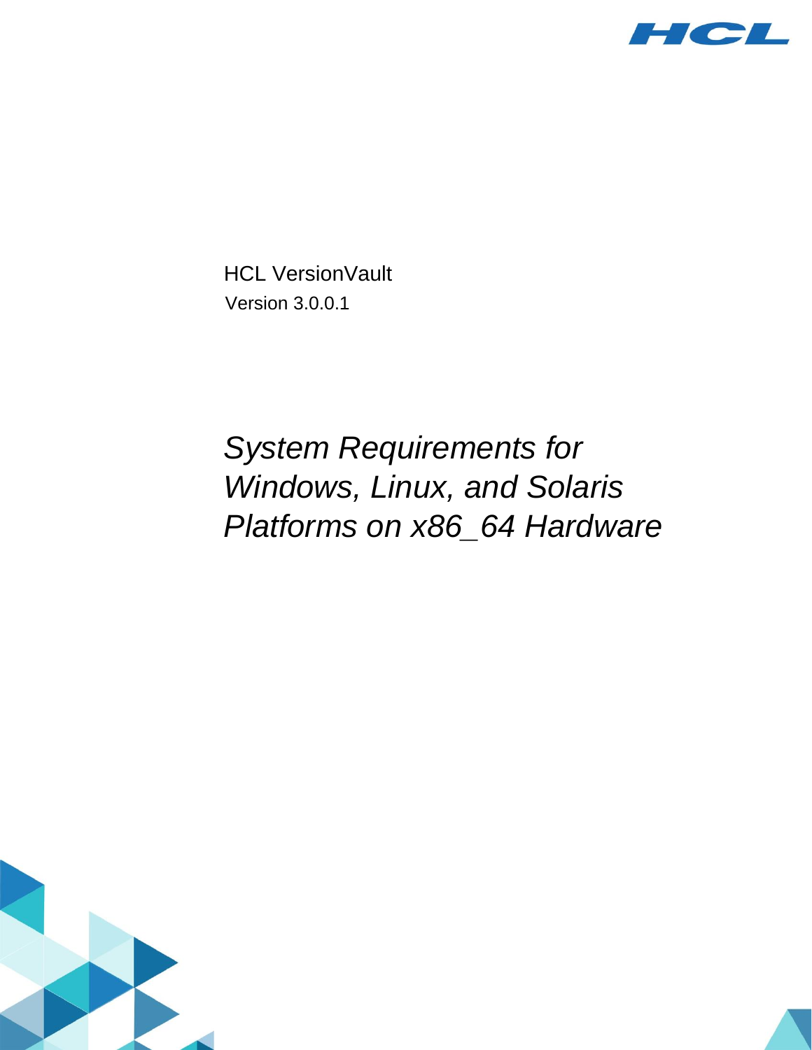HCL VersionVault

Version 3.0.0.1

# *System Requirements for Windows, Linux, and Solaris Platforms on x86_64 Hardware*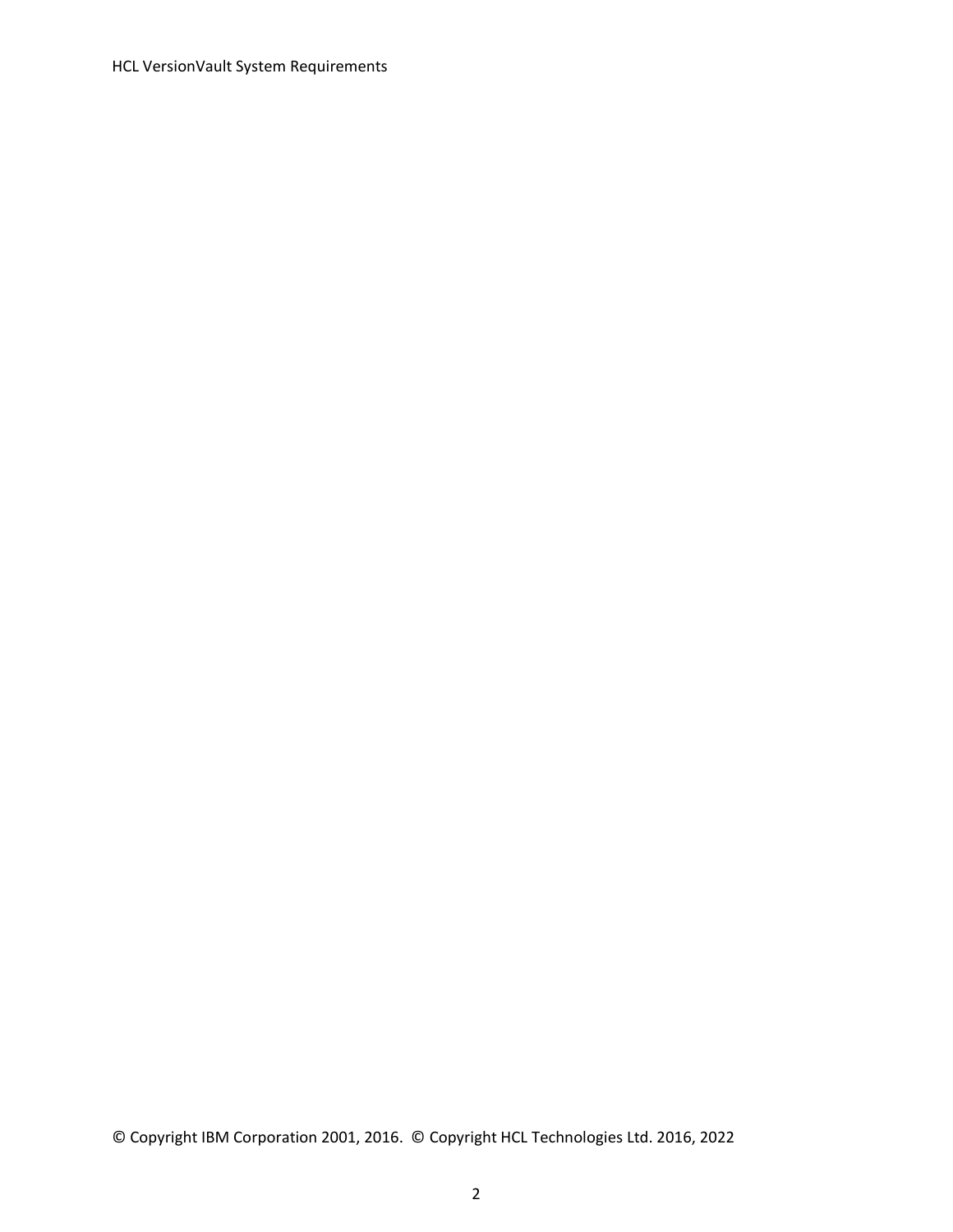© Copyright IBM Corporation 2001, 2016. © Copyright HCL Technologies Ltd. 2016, 2022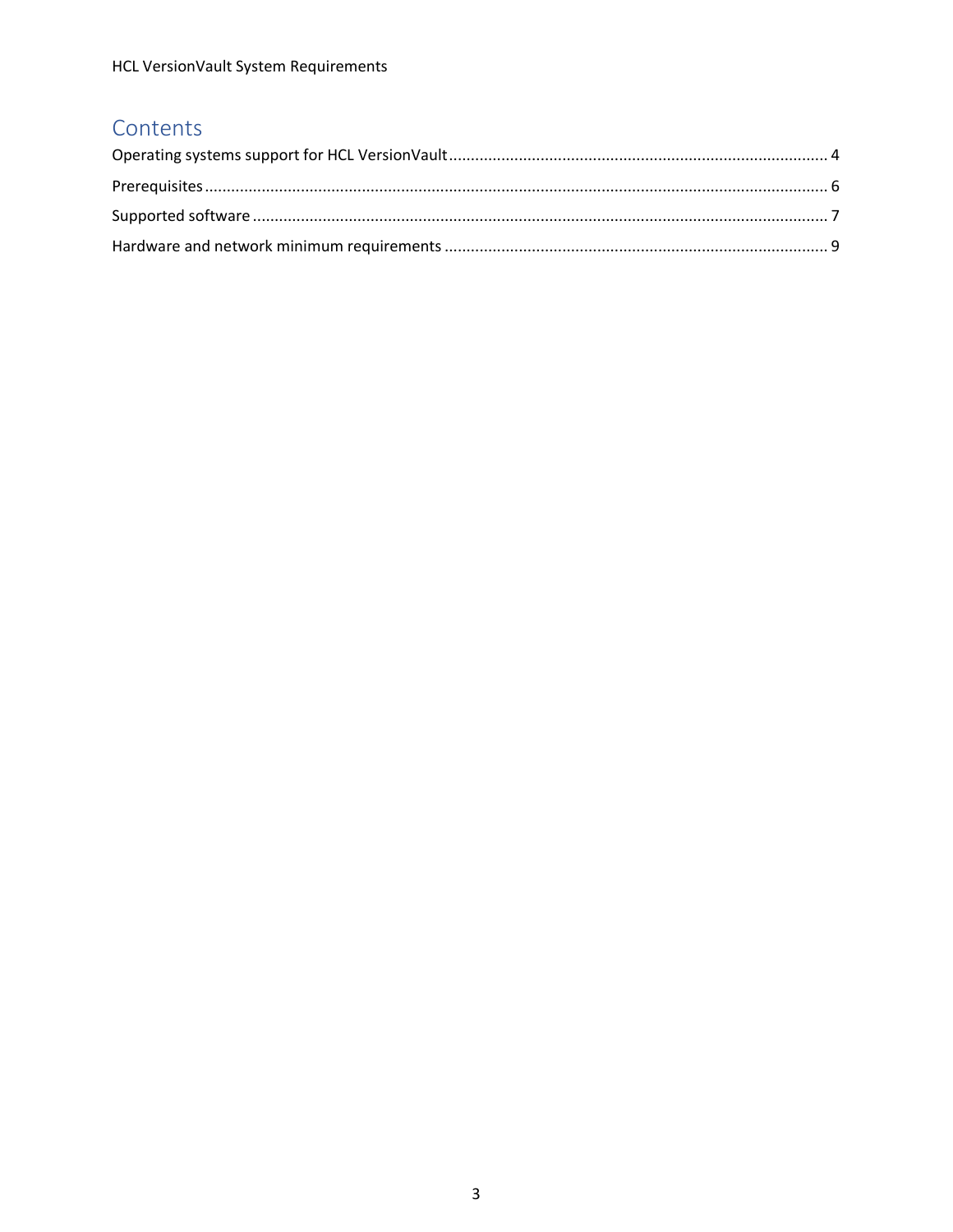# Contents

Operating systems support for HCL VersionVault ........................................................................................ 4

Prerequisites ............................................................................................................................................. 6

Supported software .................................................................................................................................. 7

Hardware and network minimum requirements ....................................................................................... 9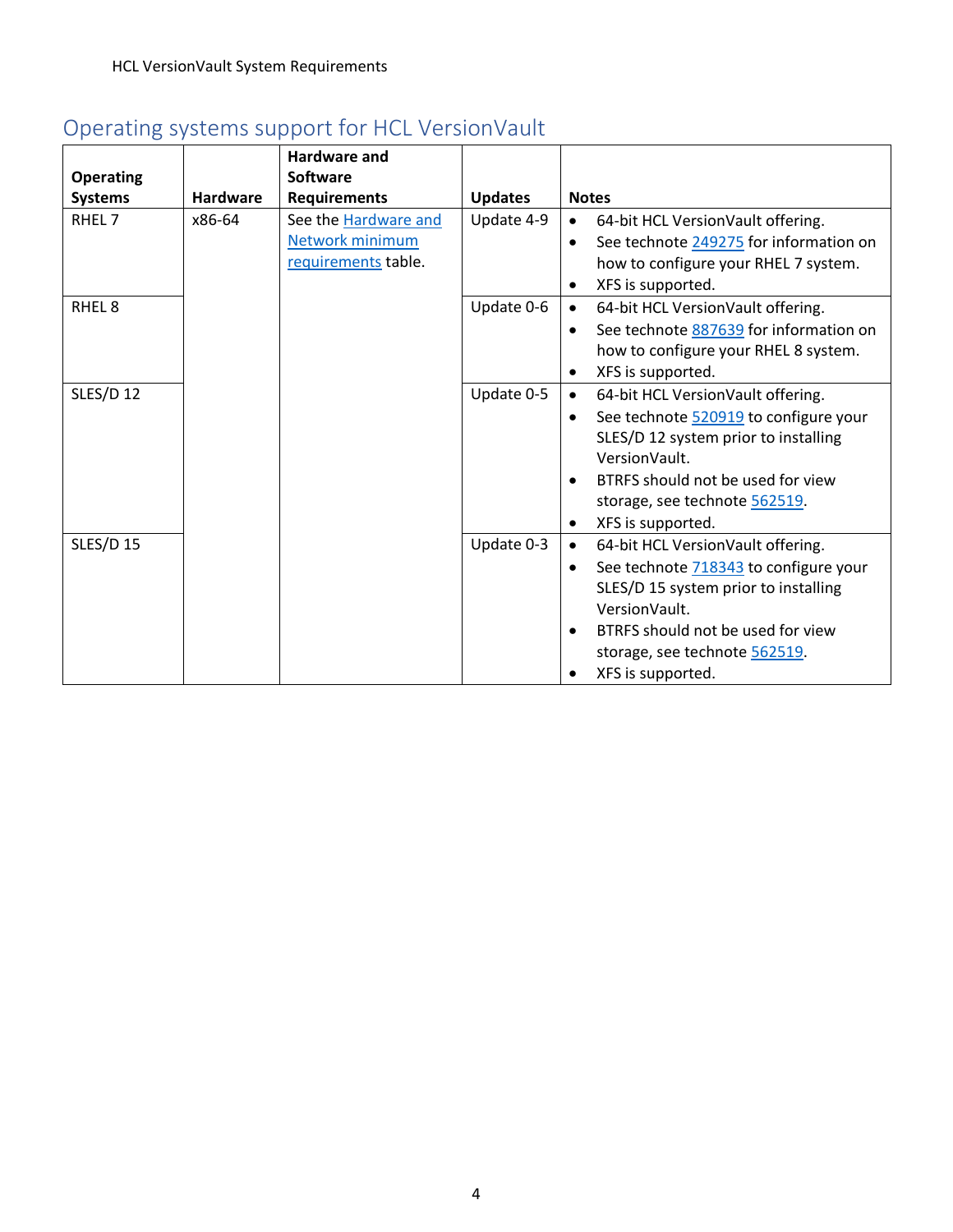## Operating systems support for HCL VersionVault

| Operating Systems | Hardware | Hardware and Software Requirements | Updates | Notes |
| --- | --- | --- | --- | --- |
| RHEL 7 | x86-64 | See the Hardware and Network minimum requirements table. | Update 4-9 | • 64-bit HCL VersionVault offering.<br>• See technote 249275 for information on how to configure your RHEL 7 system.<br>• XFS is supported. |
| RHEL 8 | | | Update 0-6 | • 64-bit HCL VersionVault offering.<br>• See technote 887639 for information on how to configure your RHEL 8 system.<br>• XFS is supported. |
| SLES/D 12 | | | Update 0-5 | • 64-bit HCL VersionVault offering.<br>• See technote 520919 to configure your SLES/D 12 system prior to installing VersionVault.<br>• BTRFS should not be used for view storage, see technote 562519.<br>• XFS is supported. |
| SLES/D 15 | | | Update 0-3 | • 64-bit HCL VersionVault offering.<br>• See technote 718343 to configure your SLES/D 15 system prior to installing VersionVault.<br>• BTRFS should not be used for view storage, see technote 562519.<br>• XFS is supported. |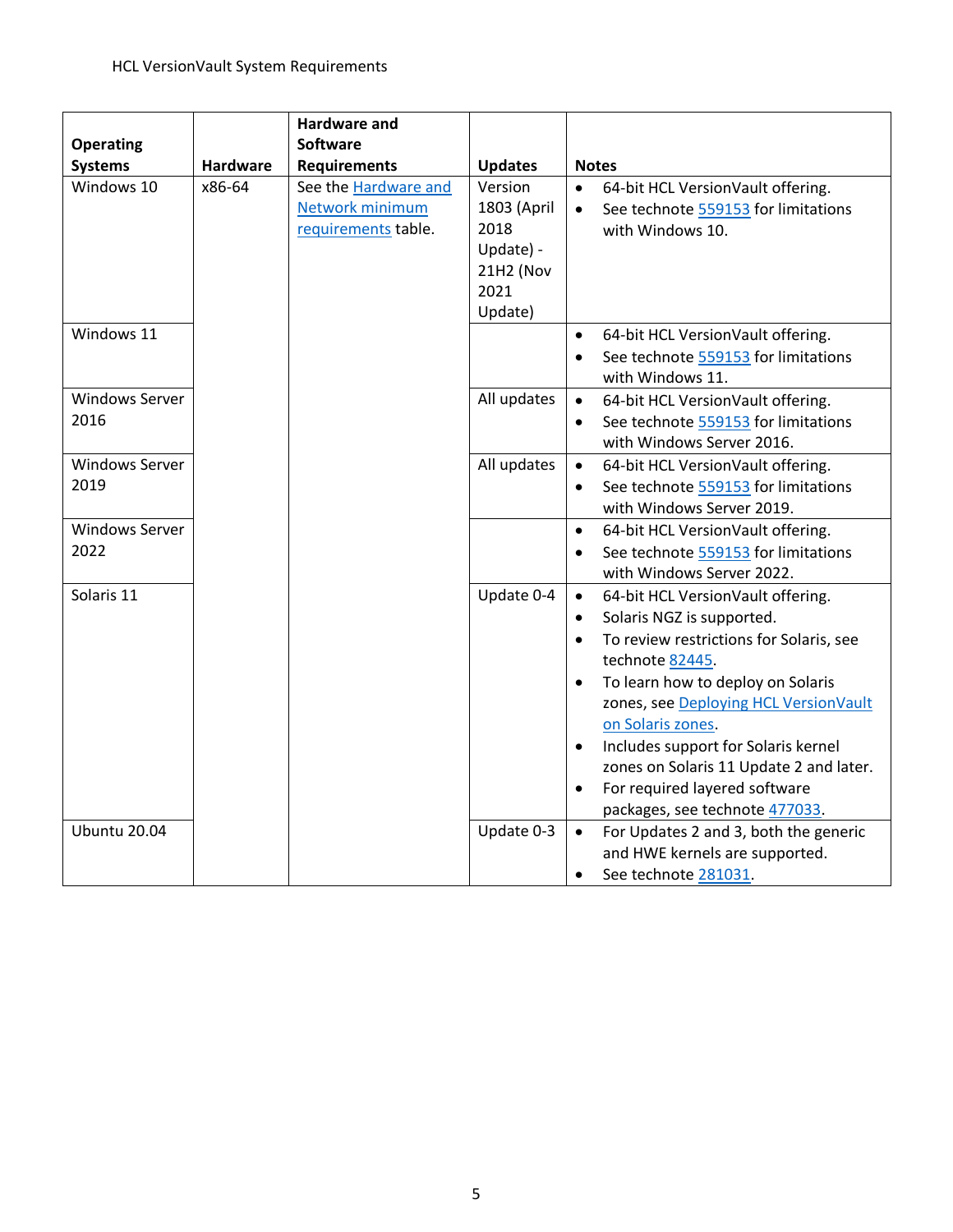| Operating Systems | Hardware | Hardware and Software Requirements | Updates | Notes |
|---|---|---|---|---|
| Windows 10 | x86-64 | See the Hardware and Network minimum requirements table. | Version 1803 (April 2018 Update) - 21H2 (Nov 2021 Update) | • 64-bit HCL VersionVault offering.<br>• See technote 559153 for limitations with Windows 10. |
| Windows 11 | | | | • 64-bit HCL VersionVault offering.<br>• See technote 559153 for limitations with Windows 11. |
| Windows Server 2016 | | | All updates | • 64-bit HCL VersionVault offering.<br>• See technote 559153 for limitations with Windows Server 2016. |
| Windows Server 2019 | | | All updates | • 64-bit HCL VersionVault offering.<br>• See technote 559153 for limitations with Windows Server 2019. |
| Windows Server 2022 | | | | • 64-bit HCL VersionVault offering.<br>• See technote 559153 for limitations with Windows Server 2022. |
| Solaris 11 | | | Update 0-4 | • 64-bit HCL VersionVault offering.<br>• Solaris NGZ is supported.<br>• To review restrictions for Solaris, see technote 82445.<br>• To learn how to deploy on Solaris zones, see Deploying HCL VersionVault on Solaris zones.<br>• Includes support for Solaris kernel zones on Solaris 11 Update 2 and later.<br>• For required layered software packages, see technote 477033. |
| Ubuntu 20.04 | | | Update 0-3 | • For Updates 2 and 3, both the generic and HWE kernels are supported.<br>• See technote 281031. |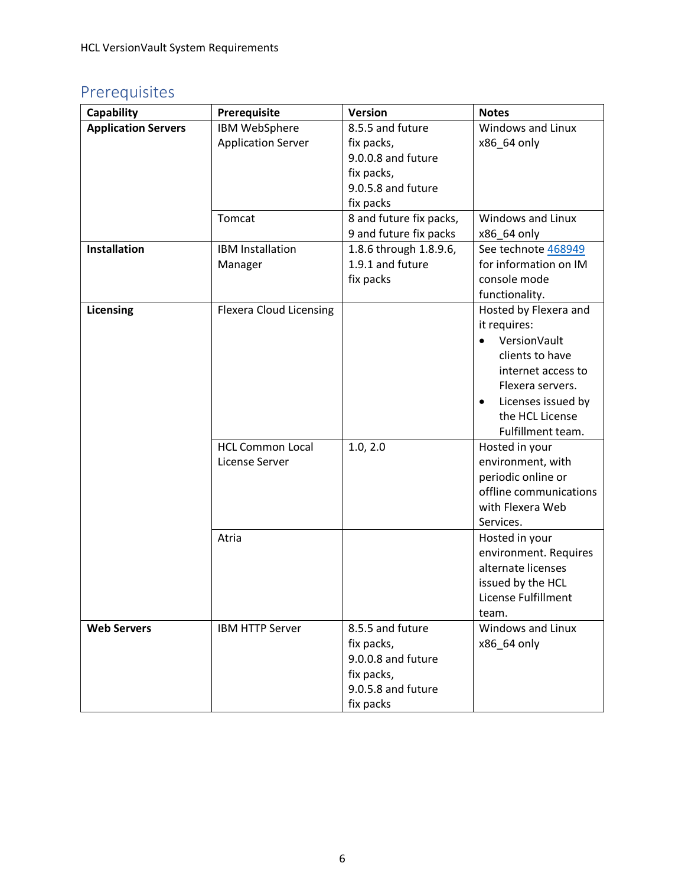## Prerequisites

| Capability | Prerequisite | Version | Notes |
|---|---|---|---|
| **Application Servers** | IBM WebSphere Application Server | 8.5.5 and future fix packs, 9.0.0.8 and future fix packs, 9.0.5.8 and future fix packs | Windows and Linux x86_64 only |
| | Tomcat | 8 and future fix packs, 9 and future fix packs | Windows and Linux x86_64 only |
| **Installation** | IBM Installation Manager | 1.8.6 through 1.8.9.6, 1.9.1 and future fix packs | See technote 468949 for information on IM console mode functionality. |
| **Licensing** | Flexera Cloud Licensing | | Hosted by Flexera and it requires: <br>• VersionVault clients to have internet access to Flexera servers. <br>• Licenses issued by the HCL License Fulfillment team. |
| | HCL Common Local License Server | 1.0, 2.0 | Hosted in your environment, with periodic online or offline communications with Flexera Web Services. |
| | Atria | | Hosted in your environment. Requires alternate licenses issued by the HCL License Fulfillment team. |
| **Web Servers** | IBM HTTP Server | 8.5.5 and future fix packs, 9.0.0.8 and future fix packs, 9.0.5.8 and future fix packs | Windows and Linux x86_64 only |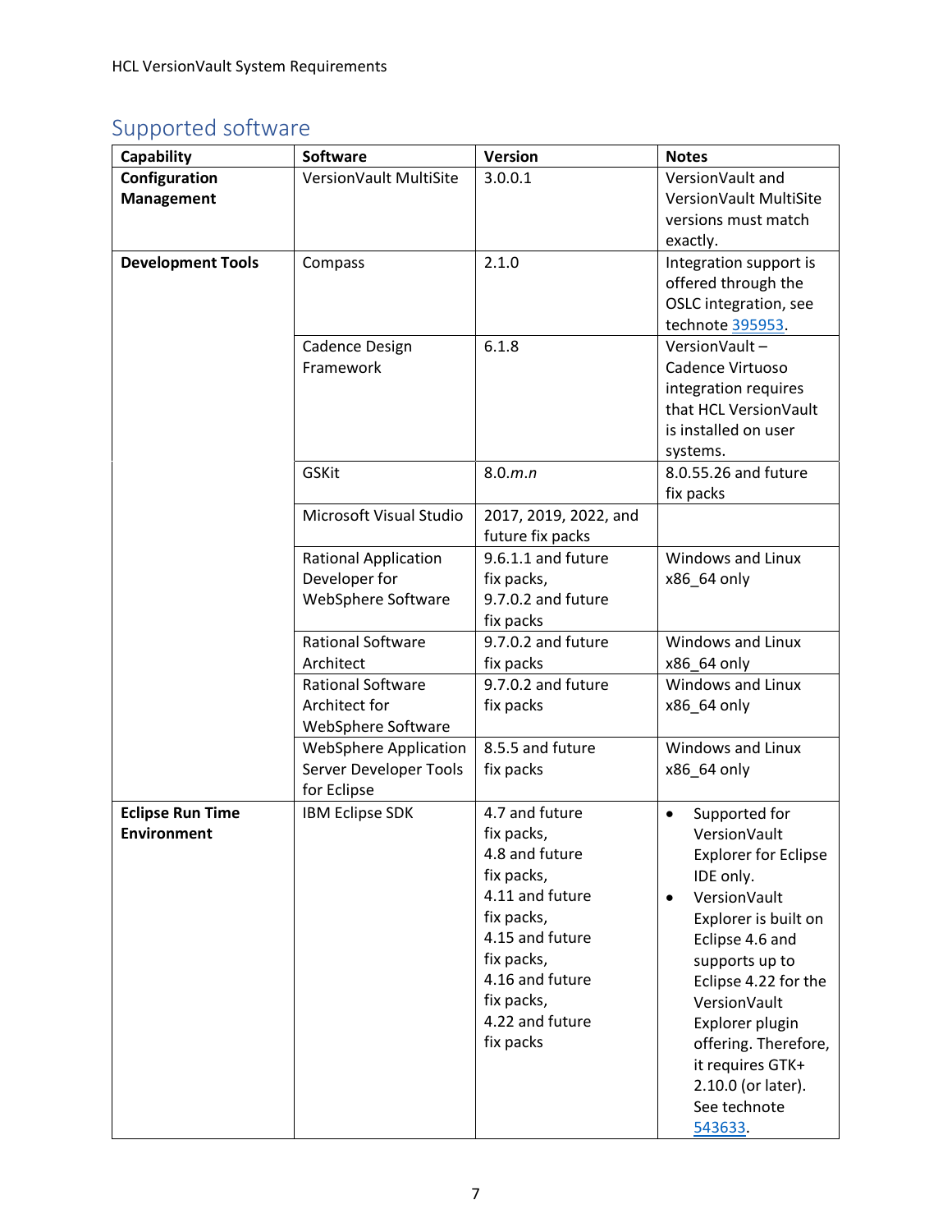## Supported software

| Capability | Software | Version | Notes |
|---|---|---|---|
| **Configuration Management** | VersionVault MultiSite | 3.0.0.1 | VersionVault and VersionVault MultiSite versions must match exactly. |
| **Development Tools** | Compass | 2.1.0 | Integration support is offered through the OSLC integration, see technote 395953. |
| | Cadence Design Framework | 6.1.8 | VersionVault – Cadence Virtuoso integration requires that HCL VersionVault is installed on user systems. |
| | GSKit | 8.0.*m.n* | 8.0.55.26 and future fix packs |
| | Microsoft Visual Studio | 2017, 2019, 2022, and future fix packs | |
| | Rational Application Developer for WebSphere Software | 9.6.1.1 and future fix packs, 9.7.0.2 and future fix packs | Windows and Linux x86_64 only |
| | Rational Software Architect | 9.7.0.2 and future fix packs | Windows and Linux x86_64 only |
| | Rational Software Architect for WebSphere Software | 9.7.0.2 and future fix packs | Windows and Linux x86_64 only |
| | WebSphere Application Server Developer Tools for Eclipse | 8.5.5 and future fix packs | Windows and Linux x86_64 only |
| **Eclipse Run Time Environment** | IBM Eclipse SDK | 4.7 and future fix packs, 4.8 and future fix packs, 4.11 and future fix packs, 4.15 and future fix packs, 4.16 and future fix packs, 4.22 and future fix packs | • Supported for VersionVault Explorer for Eclipse IDE only. • VersionVault Explorer is built on Eclipse 4.6 and supports up to Eclipse 4.22 for the VersionVault Explorer plugin offering. Therefore, it requires GTK+ 2.10.0 (or later). See technote 543633. |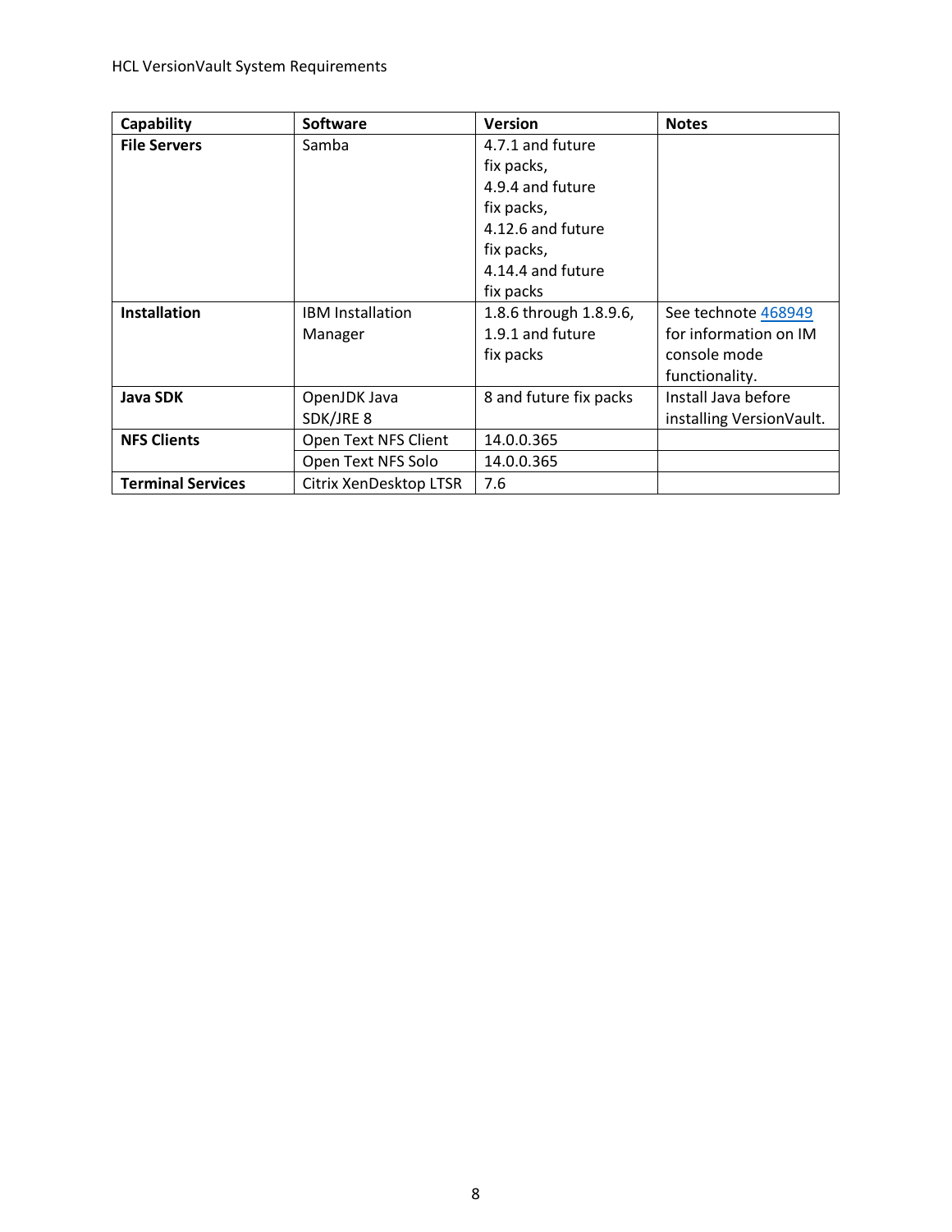| Capability | Software | Version | Notes |
|---|---|---|---|
| **File Servers** | Samba | 4.7.1 and future fix packs, 4.9.4 and future fix packs, 4.12.6 and future fix packs, 4.14.4 and future fix packs | |
| **Installation** | IBM Installation Manager | 1.8.6 through 1.8.9.6, 1.9.1 and future fix packs | See technote 468949 for information on IM console mode functionality. |
| **Java SDK** | OpenJDK Java SDK/JRE 8 | 8 and future fix packs | Install Java before installing VersionVault. |
| **NFS Clients** | Open Text NFS Client | 14.0.0.365 | |
| | Open Text NFS Solo | 14.0.0.365 | |
| **Terminal Services** | Citrix XenDesktop LTSR | 7.6 | |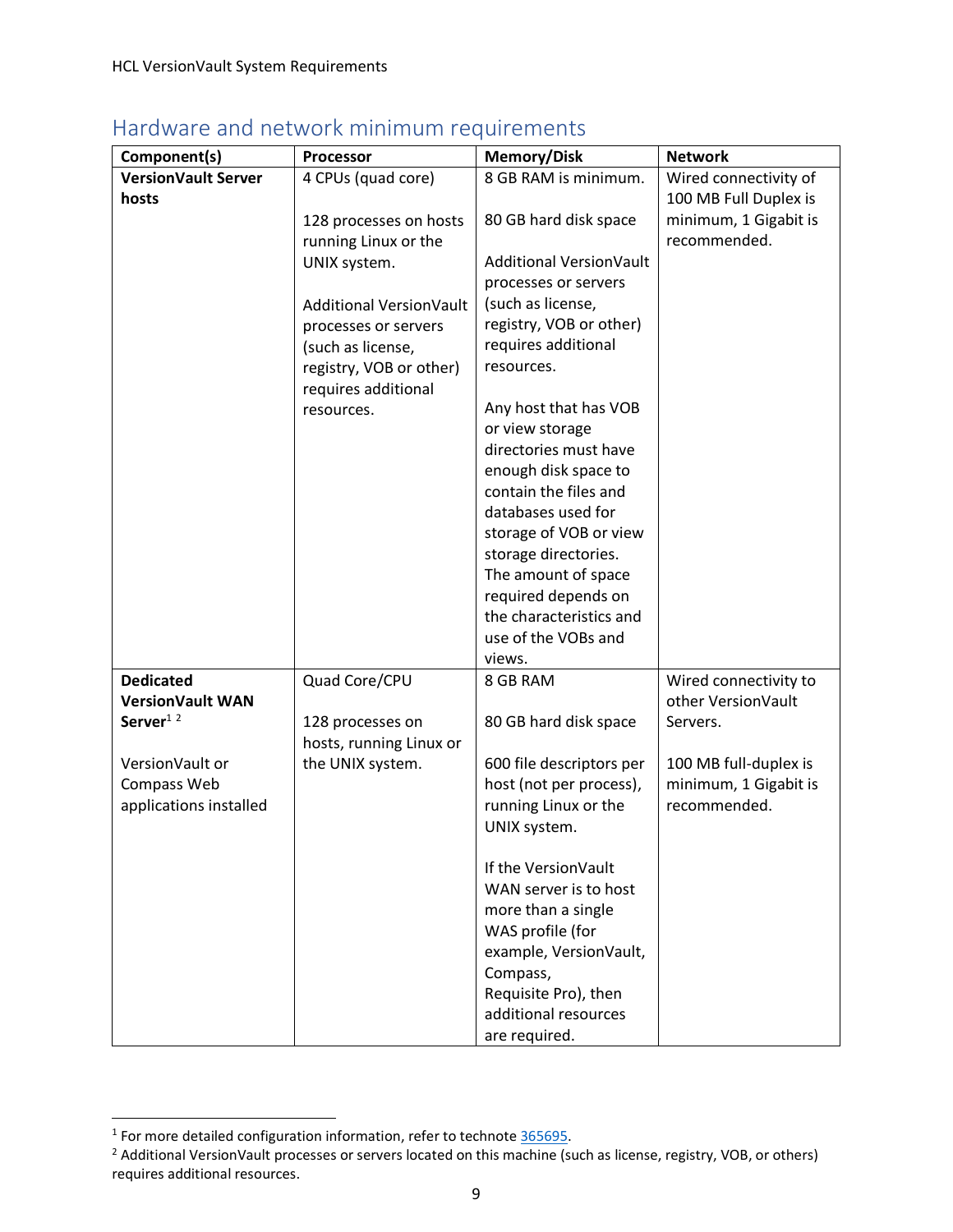## Hardware and network minimum requirements

| Component(s) | Processor | Memory/Disk | Network |
|---|---|---|---|
| **VersionVault Server hosts** | 4 CPUs (quad core)<br><br>128 processes on hosts running Linux or the UNIX system.<br><br>Additional VersionVault processes or servers (such as license, registry, VOB or other) requires additional resources. | 8 GB RAM is minimum.<br><br>80 GB hard disk space<br><br>Additional VersionVault processes or servers (such as license, registry, VOB or other) requires additional resources.<br><br>Any host that has VOB or view storage directories must have enough disk space to contain the files and databases used for storage of VOB or view storage directories. The amount of space required depends on the characteristics and use of the VOBs and views. | Wired connectivity of 100 MB Full Duplex is minimum, 1 Gigabit is recommended. |
| **Dedicated VersionVault WAN Server**[1] [2]<br><br>VersionVault or Compass Web applications installed | Quad Core/CPU<br><br>128 processes on hosts, running Linux or the UNIX system. | 8 GB RAM<br><br>80 GB hard disk space<br><br>600 file descriptors per host (not per process), running Linux or the UNIX system.<br><br>If the VersionVault WAN server is to host more than a single WAS profile (for example, VersionVault, Compass, Requisite Pro), then additional resources are required. | Wired connectivity to other VersionVault Servers.<br><br>100 MB full-duplex is minimum, 1 Gigabit is recommended. |

[1] For more detailed configuration information, refer to technote 365695.

[2] Additional VersionVault processes or servers located on this machine (such as license, registry, VOB, or others) requires additional resources.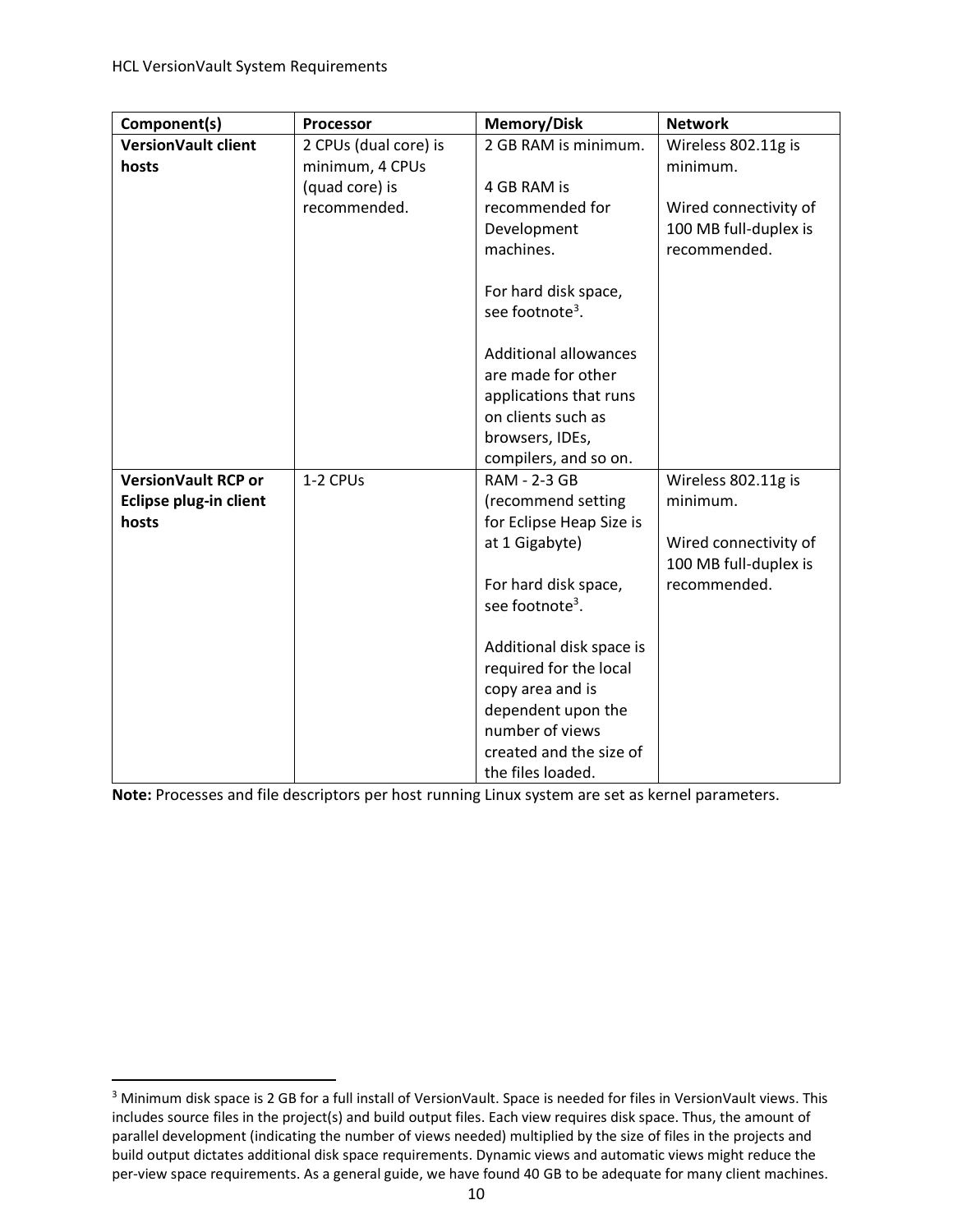| **Component(s)** | **Processor** | **Memory/Disk** | **Network** |
|---|---|---|---|
| **VersionVault client hosts** | 2 CPUs (dual core) is minimum, 4 CPUs (quad core) is recommended. | 2 GB RAM is minimum.<br><br>4 GB RAM is recommended for Development machines.<br><br>For hard disk space, see footnote[3].<br><br>Additional allowances are made for other applications that runs on clients such as browsers, IDEs, compilers, and so on. | Wireless 802.11g is minimum.<br><br>Wired connectivity of 100 MB full-duplex is recommended. |
| **VersionVault RCP or Eclipse plug-in client hosts** | 1-2 CPUs | RAM - 2-3 GB (recommend setting for Eclipse Heap Size is at 1 Gigabyte)<br><br>For hard disk space, see footnote[3].<br><br>Additional disk space is required for the local copy area and is dependent upon the number of views created and the size of the files loaded. | Wireless 802.11g is minimum.<br><br>Wired connectivity of 100 MB full-duplex is recommended. |

**Note:** Processes and file descriptors per host running Linux system are set as kernel parameters.

[3] Minimum disk space is 2 GB for a full install of VersionVault. Space is needed for files in VersionVault views. This includes source files in the project(s) and build output files. Each view requires disk space. Thus, the amount of parallel development (indicating the number of views needed) multiplied by the size of files in the projects and build output dictates additional disk space requirements. Dynamic views and automatic views might reduce the per-view space requirements. As a general guide, we have found 40 GB to be adequate for many client machines.